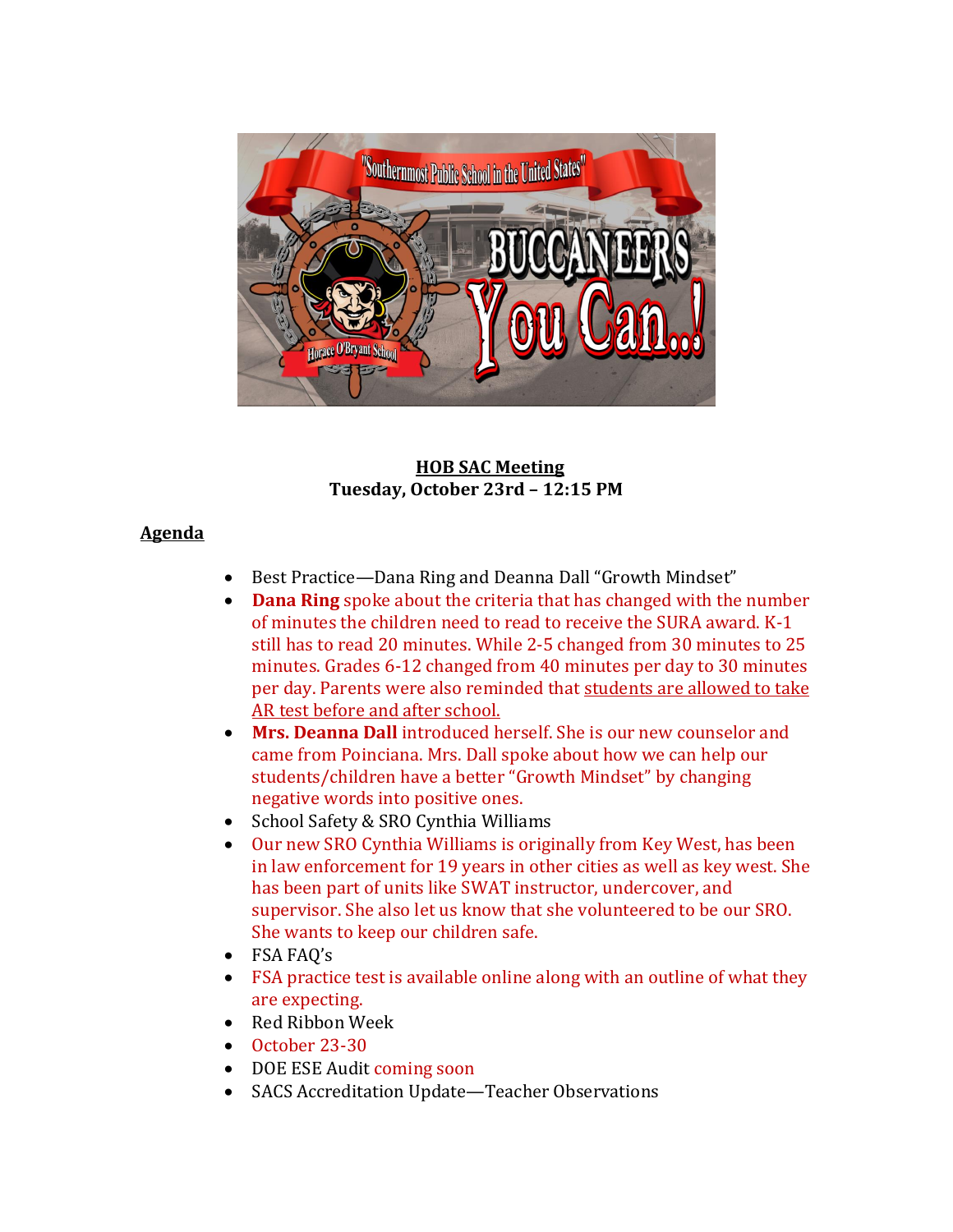**HOB SAC Meeting**
**Tuesday, October 23rd – 12:15 PM**

## Agenda

- Best Practice—Dana Ring and Deanna Dall "Growth Mindset"
- **Dana Ring** spoke about the criteria that has changed with the number of minutes the children need to read to receive the SURA award. K-1 still has to read 20 minutes. While 2-5 changed from 30 minutes to 25 minutes. Grades 6-12 changed from 40 minutes per day to 30 minutes per day. Parents were also reminded that students are allowed to take AR test before and after school.
- **Mrs. Deanna Dall** introduced herself. She is our new counselor and came from Poinciana. Mrs. Dall spoke about how we can help our students/children have a better "Growth Mindset" by changing negative words into positive ones.
- School Safety & SRO Cynthia Williams
- Our new SRO Cynthia Williams is originally from Key West, has been in law enforcement for 19 years in other cities as well as key west. She has been part of units like SWAT instructor, undercover, and supervisor. She also let us know that she volunteered to be our SRO. She wants to keep our children safe.
- FSA FAQ's
- FSA practice test is available online along with an outline of what they are expecting.
- Red Ribbon Week
- October 23-30
- DOE ESE Audit coming soon
- SACS Accreditation Update—Teacher Observations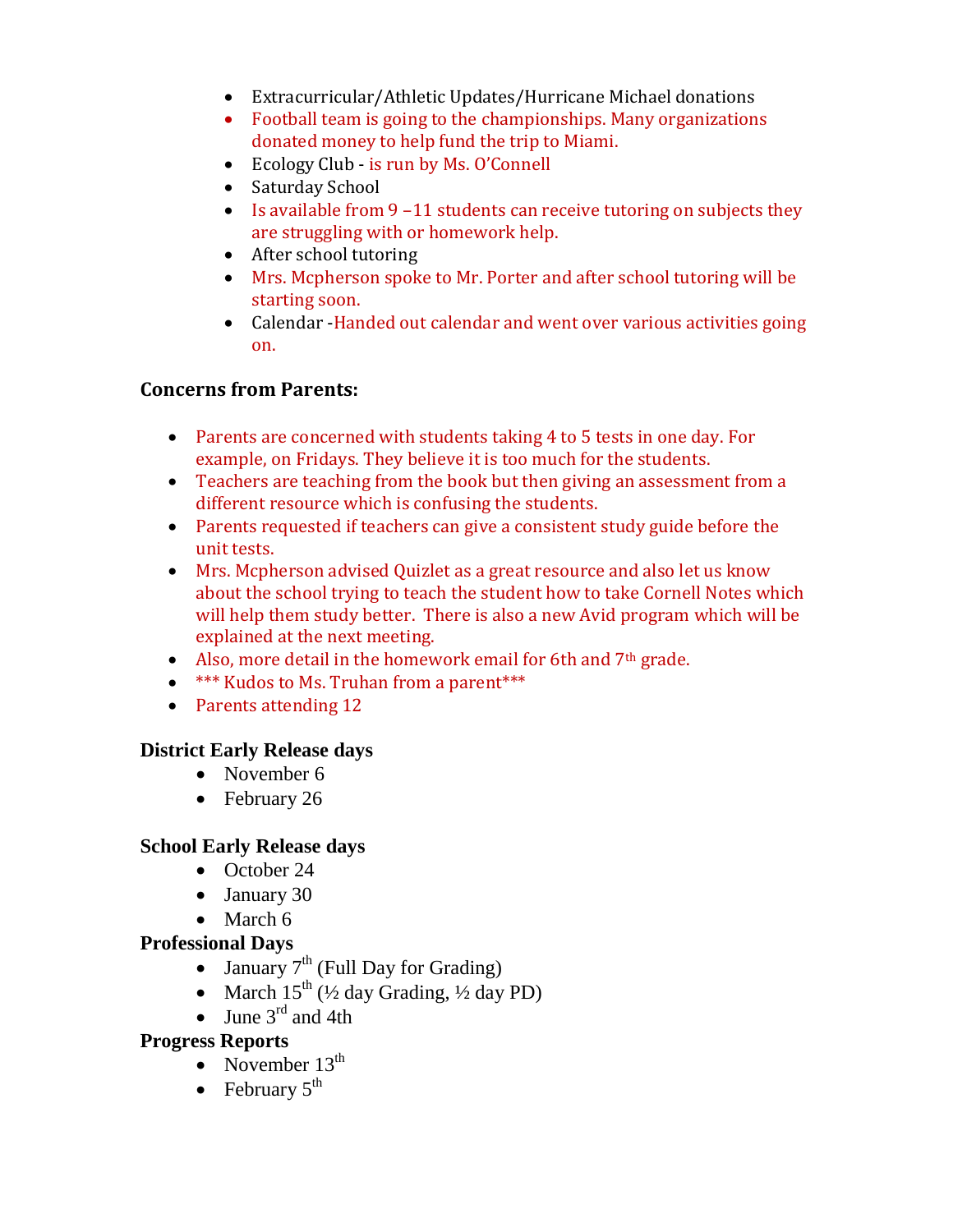- Extracurricular/Athletic Updates/Hurricane Michael donations
- Football team is going to the championships. Many organizations donated money to help fund the trip to Miami.
- Ecology Club - is run by Ms. O'Connell
- Saturday School
- Is available from 9 –11 students can receive tutoring on subjects they are struggling with or homework help.
- After school tutoring
- Mrs. Mcpherson spoke to Mr. Porter and after school tutoring will be starting soon.
- Calendar -Handed out calendar and went over various activities going on.

**Concerns from Parents:**

- Parents are concerned with students taking 4 to 5 tests in one day. For example, on Fridays. They believe it is too much for the students.
- Teachers are teaching from the book but then giving an assessment from a different resource which is confusing the students.
- Parents requested if teachers can give a consistent study guide before the unit tests.
- Mrs. Mcpherson advised Quizlet as a great resource and also let us know about the school trying to teach the student how to take Cornell Notes which will help them study better. There is also a new Avid program which will be explained at the next meeting.
- Also, more detail in the homework email for 6th and 7th grade.
- *** Kudos to Ms. Truhan from a parent***
- Parents attending 12

**District Early Release days**

- November 6
- February 26

**School Early Release days**

- October 24
- January 30
- March 6

**Professional Days**

- January 7th (Full Day for Grading)
- March 15th (½ day Grading, ½ day PD)
- June 3rd and 4th

**Progress Reports**

- November 13th
- February 5th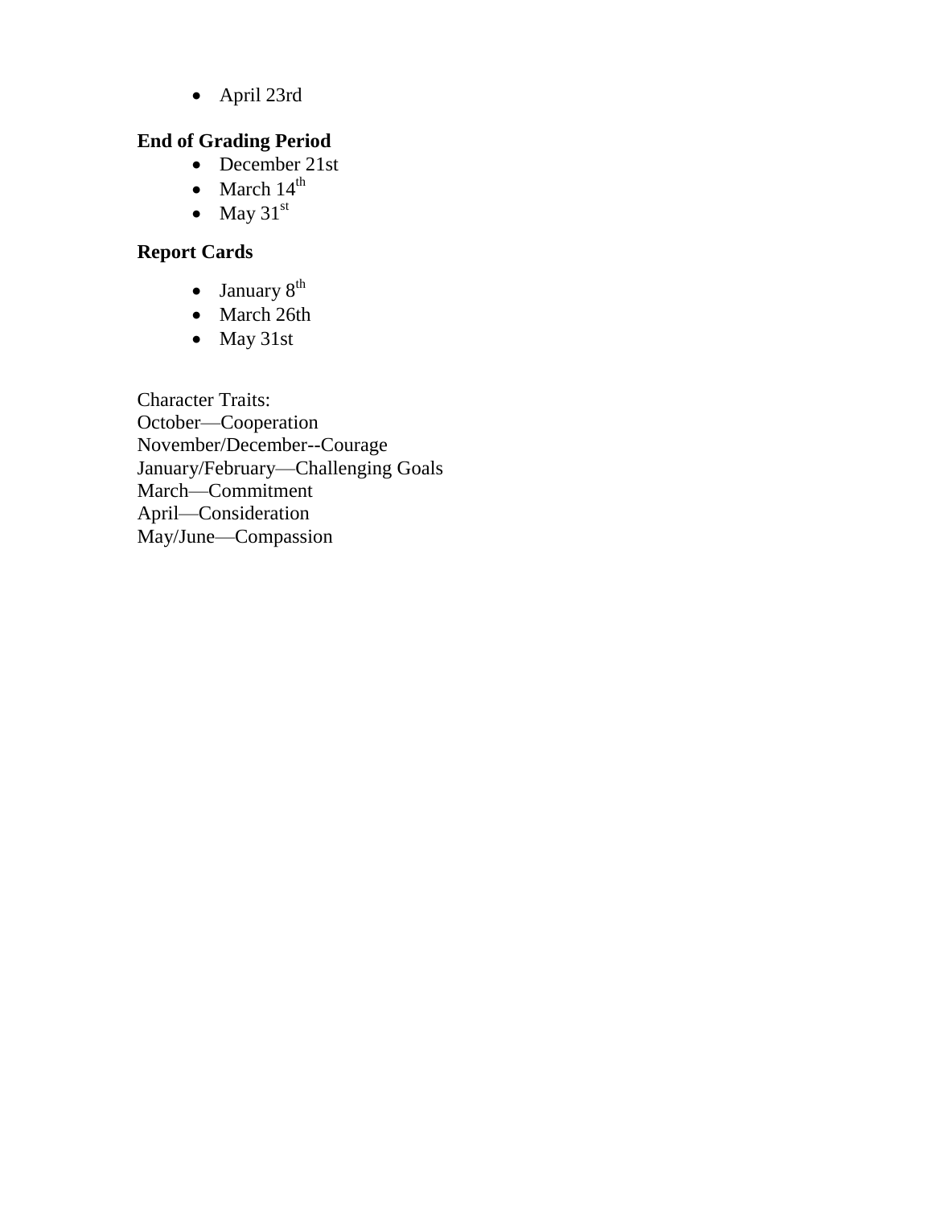- April 23rd

**End of Grading Period**

- December 21st
- March 14th
- May 31st

**Report Cards**

- January 8th
- March 26th
- May 31st

Character Traits:
October—Cooperation
November/December--Courage
January/February—Challenging Goals
March—Commitment
April—Consideration
May/June—Compassion